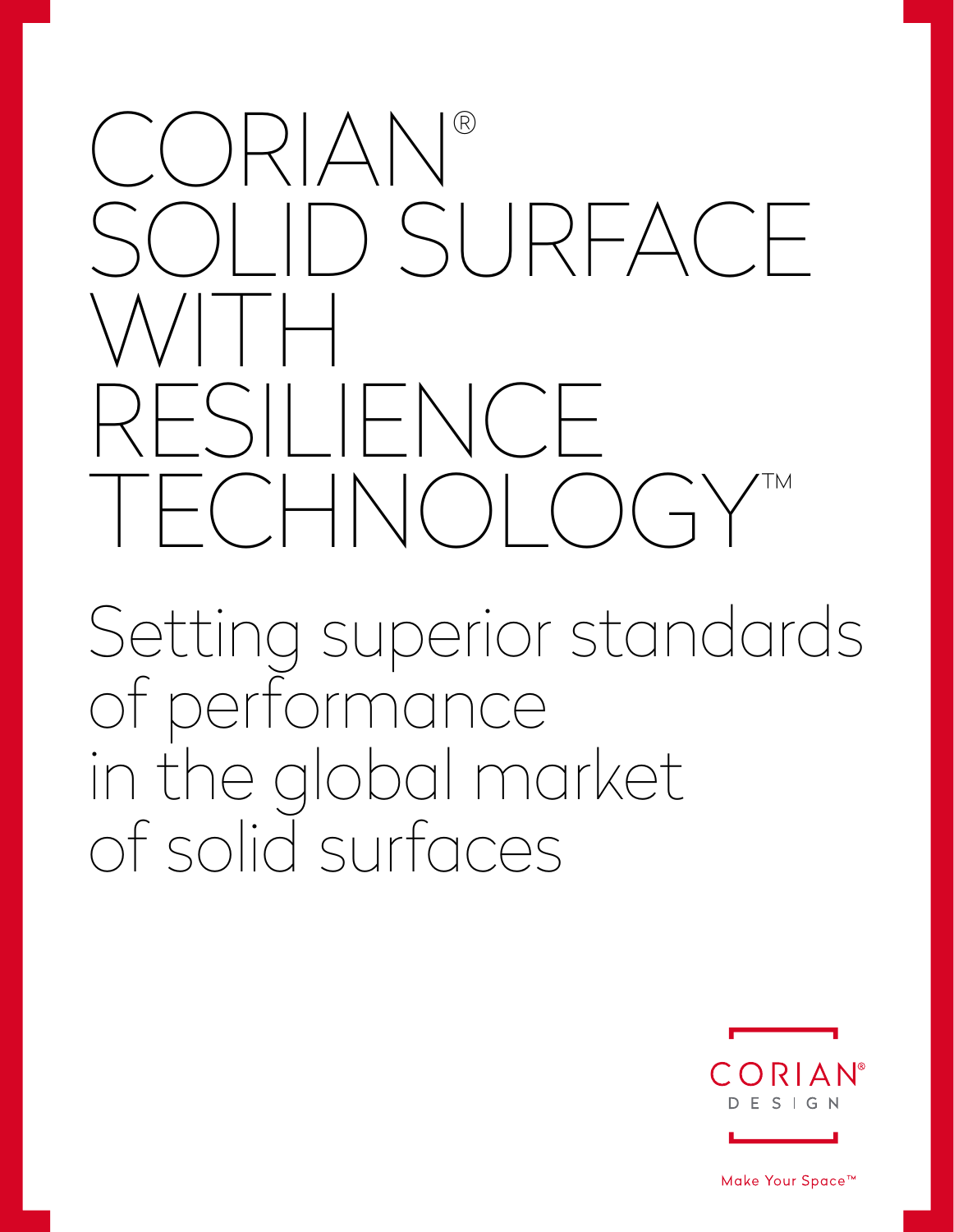# CORIAN® SOLID SURFACE WITH RESILIENCE TECHNOLOGY™

## Setting superior standards of performance in the global market of solid surfaces

CORIAN® DESIGN

Make Your Space™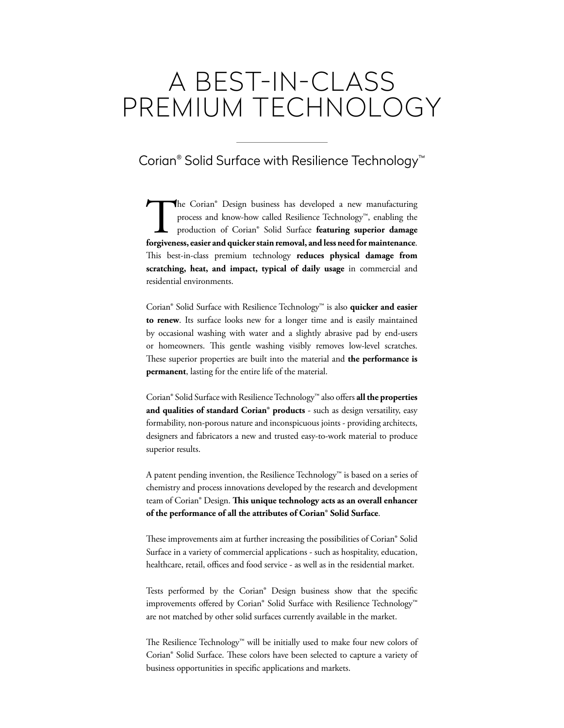# A BEST-IN-CLASS PREMIUM TECHNOLOGY

## Corian® Solid Surface with Resilience Technology™

The Corian® Design business has developed a new manufacturing process and know-how called Resilience Technology™, enabling the production of Corian® Solid Surface **featuring superior damage forgiveness, easier and quicker stain removal, and less need for maintenance**. This best-in-class premium technology **reduces physical damage from scratching, heat, and impact, typical of daily usage** in commercial and residential environments.

Corian® Solid Surface with Resilience Technology™ is also **quicker and easier to renew**. Its surface looks new for a longer time and is easily maintained by occasional washing with water and a slightly abrasive pad by end-users or homeowners. This gentle washing visibly removes low-level scratches. These superior properties are built into the material and **the performance is permanent**, lasting for the entire life of the material.

Corian® Solid Surface with Resilience Technology™ also offers **all the properties and qualities of standard Corian® products** - such as design versatility, easy formability, non-porous nature and inconspicuous joints - providing architects, designers and fabricators a new and trusted easy-to-work material to produce superior results.

A patent pending invention, the Resilience Technology™ is based on a series of chemistry and process innovations developed by the research and development team of Corian® Design. **This unique technology acts as an overall enhancer of the performance of all the attributes of Corian® Solid Surface**.

These improvements aim at further increasing the possibilities of Corian® Solid Surface in a variety of commercial applications - such as hospitality, education, healthcare, retail, offices and food service - as well as in the residential market.

Tests performed by the Corian® Design business show that the specific improvements offered by Corian® Solid Surface with Resilience Technology™ are not matched by other solid surfaces currently available in the market.

The Resilience Technology™ will be initially used to make four new colors of Corian® Solid Surface. These colors have been selected to capture a variety of business opportunities in specific applications and markets.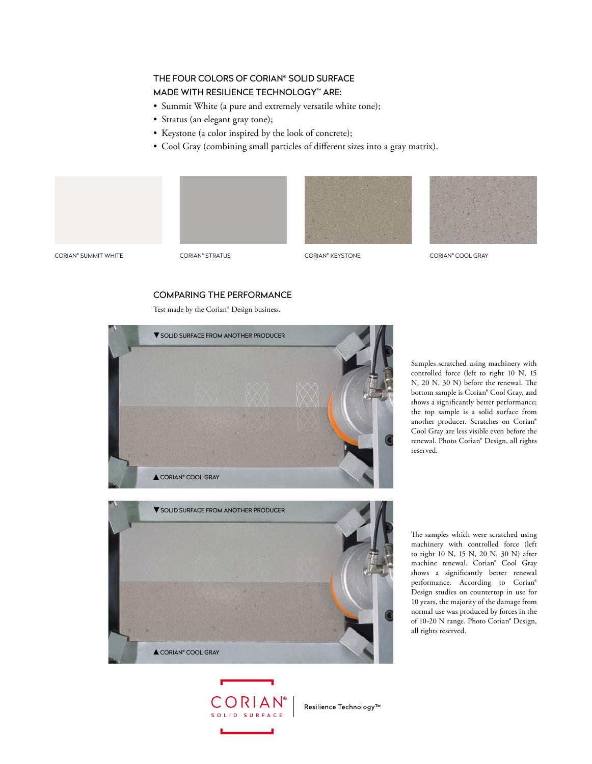## THE FOUR COLORS OF CORIAN® SOLID SURFACE MADE WITH RESILIENCE TECHNOLOGY™ ARE:

- Summit White (a pure and extremely versatile white tone);
- Stratus (an elegant gray tone);
- Keystone (a color inspired by the look of concrete);
- Cool Gray (combining small particles of different sizes into a gray matrix).

CORIAN® SUMMIT WHITE

CORIAN® STRATUS

CORIAN® KEYSTONE

CORIAN® COOL GRAY

## COMPARING THE PERFORMANCE

Test made by the Corian® Design business.

▼ SOLID SURFACE FROM ANOTHER PRODUCER

▲ CORIAN® COOL GRAY

Samples scratched using machinery with controlled force (left to right 10 N, 15 N, 20 N, 30 N) before the renewal. The bottom sample is Corian® Cool Gray, and shows a significantly better performance; the top sample is a solid surface from another producer. Scratches on Corian® Cool Gray are less visible even before the renewal. Photo Corian® Design, all rights reserved.

▼ SOLID SURFACE FROM ANOTHER PRODUCER

▲ CORIAN® COOL GRAY

The samples which were scratched using machinery with controlled force (left to right 10 N, 15 N, 20 N, 30 N) after machine renewal. Corian® Cool Gray shows a significantly better renewal performance. According to Corian® Design studies on countertop in use for 10 years, the majority of the damage from normal use was produced by forces in the of 10-20 N range. Photo Corian® Design, all rights reserved.

CORIAN® SOLID SURFACE | Resilience Technology™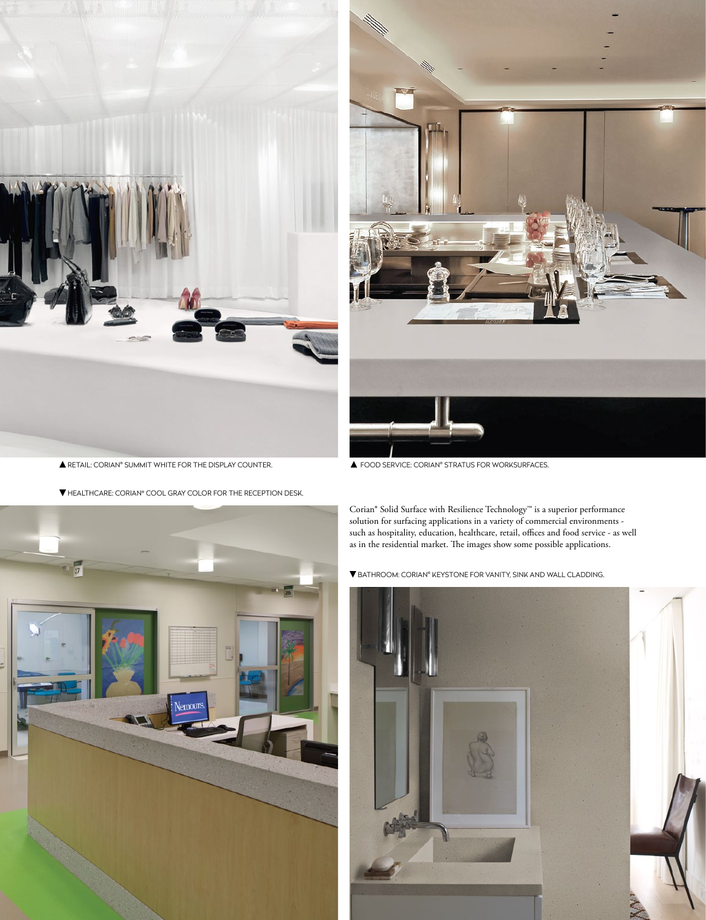▲ RETAIL: CORIAN® SUMMIT WHITE FOR THE DISPLAY COUNTER.

▲ FOOD SERVICE: CORIAN® STRATUS FOR WORKSURFACES.

▼ HEALTHCARE: CORIAN® COOL GRAY COLOR FOR THE RECEPTION DESK.

Corian® Solid Surface with Resilience Technology™ is a superior performance solution for surfacing applications in a variety of commercial environments - such as hospitality, education, healthcare, retail, offices and food service - as well as in the residential market. The images show some possible applications.

▼ BATHROOM: CORIAN® KEYSTONE FOR VANITY, SINK AND WALL CLADDING.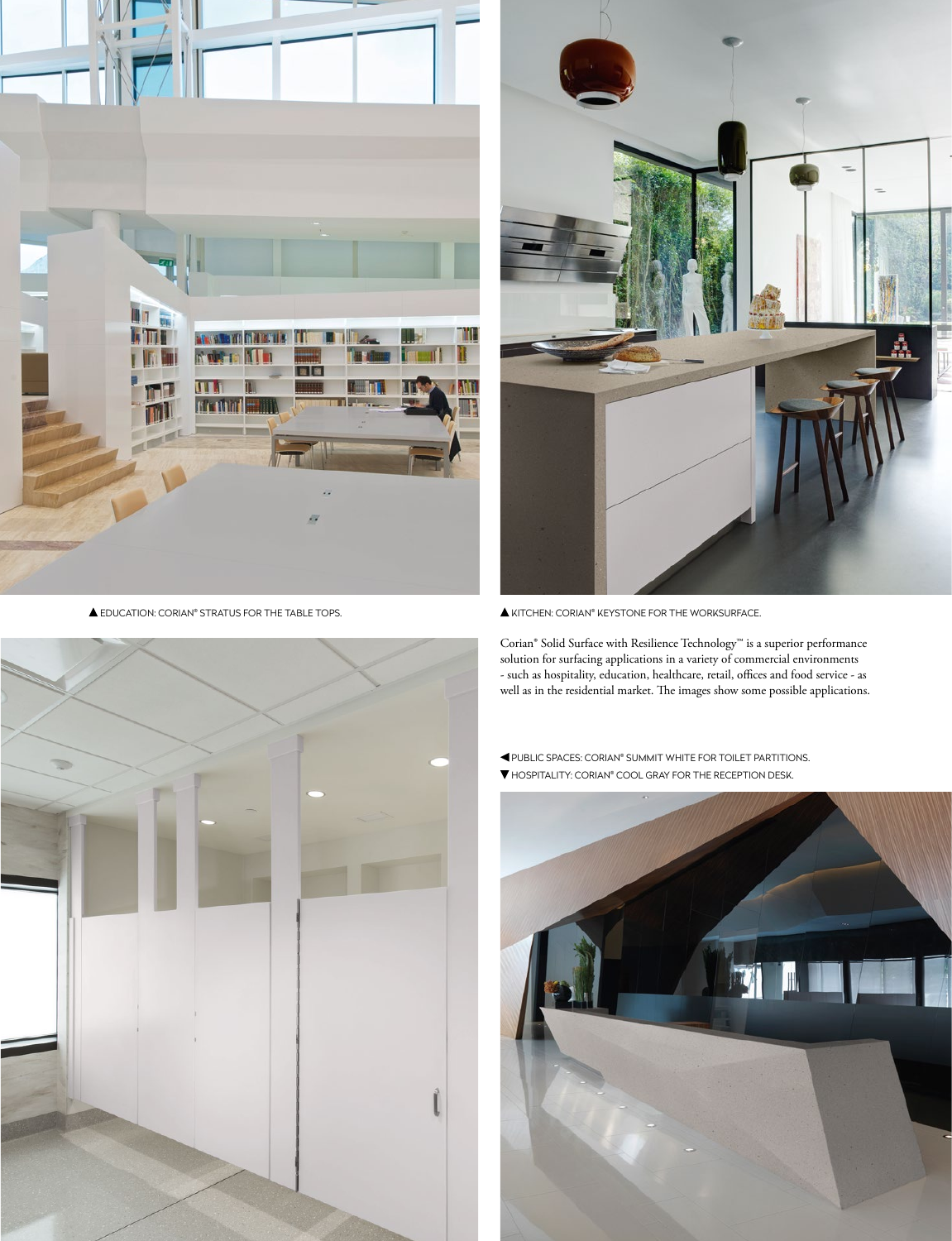▲ EDUCATION: CORIAN® STRATUS FOR THE TABLE TOPS.

▲ KITCHEN: CORIAN® KEYSTONE FOR THE WORKSURFACE.

Corian® Solid Surface with Resilience Technology™ is a superior performance solution for surfacing applications in a variety of commercial environments - such as hospitality, education, healthcare, retail, offices and food service - as well as in the residential market. The images show some possible applications.

◀ PUBLIC SPACES: CORIAN® SUMMIT WHITE FOR TOILET PARTITIONS.

▼ HOSPITALITY: CORIAN® COOL GRAY FOR THE RECEPTION DESK.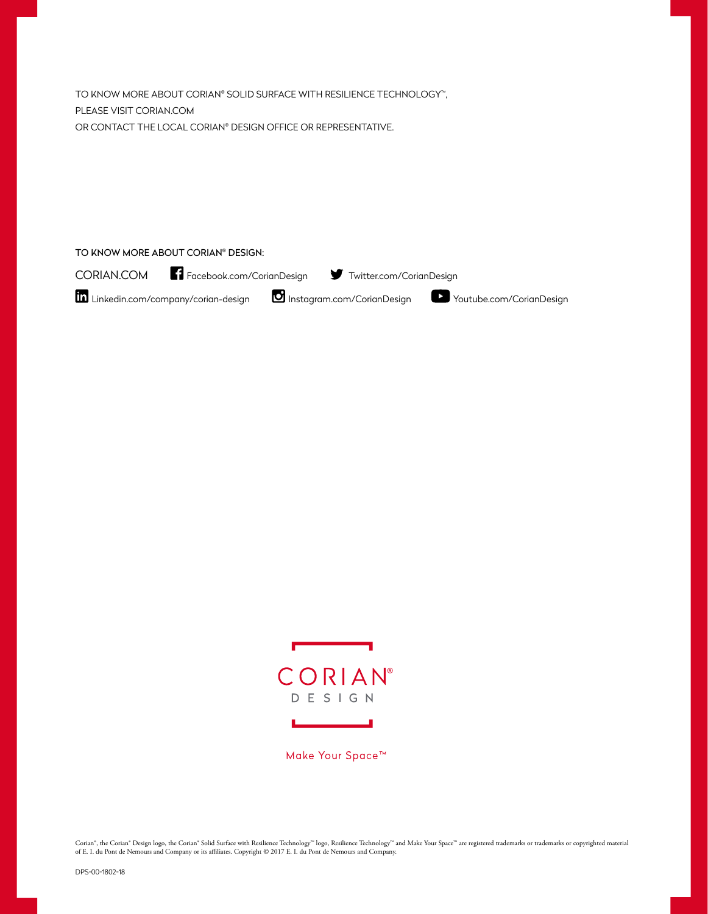TO KNOW MORE ABOUT CORIAN® SOLID SURFACE WITH RESILIENCE TECHNOLOGY™,
PLEASE VISIT CORIAN.COM
OR CONTACT THE LOCAL CORIAN® DESIGN OFFICE OR REPRESENTATIVE.

**TO KNOW MORE ABOUT CORIAN® DESIGN:**

CORIAN.COM  Facebook.com/CorianDesign  Twitter.com/CorianDesign

Linkedin.com/company/corian-design  Instagram.com/CorianDesign  Youtube.com/CorianDesign

CORIAN®
DESIGN

Make Your Space™

Corian®, the Corian® Design logo, the Corian® Solid Surface with Resilience Technology™ logo, Resilience Technology™ and Make Your Space™ are registered trademarks or trademarks or copyrighted material of E. I. du Pont de Nemours and Company or its affiliates. Copyright © 2017 E. I. du Pont de Nemours and Company.

DPS-00-1802-18